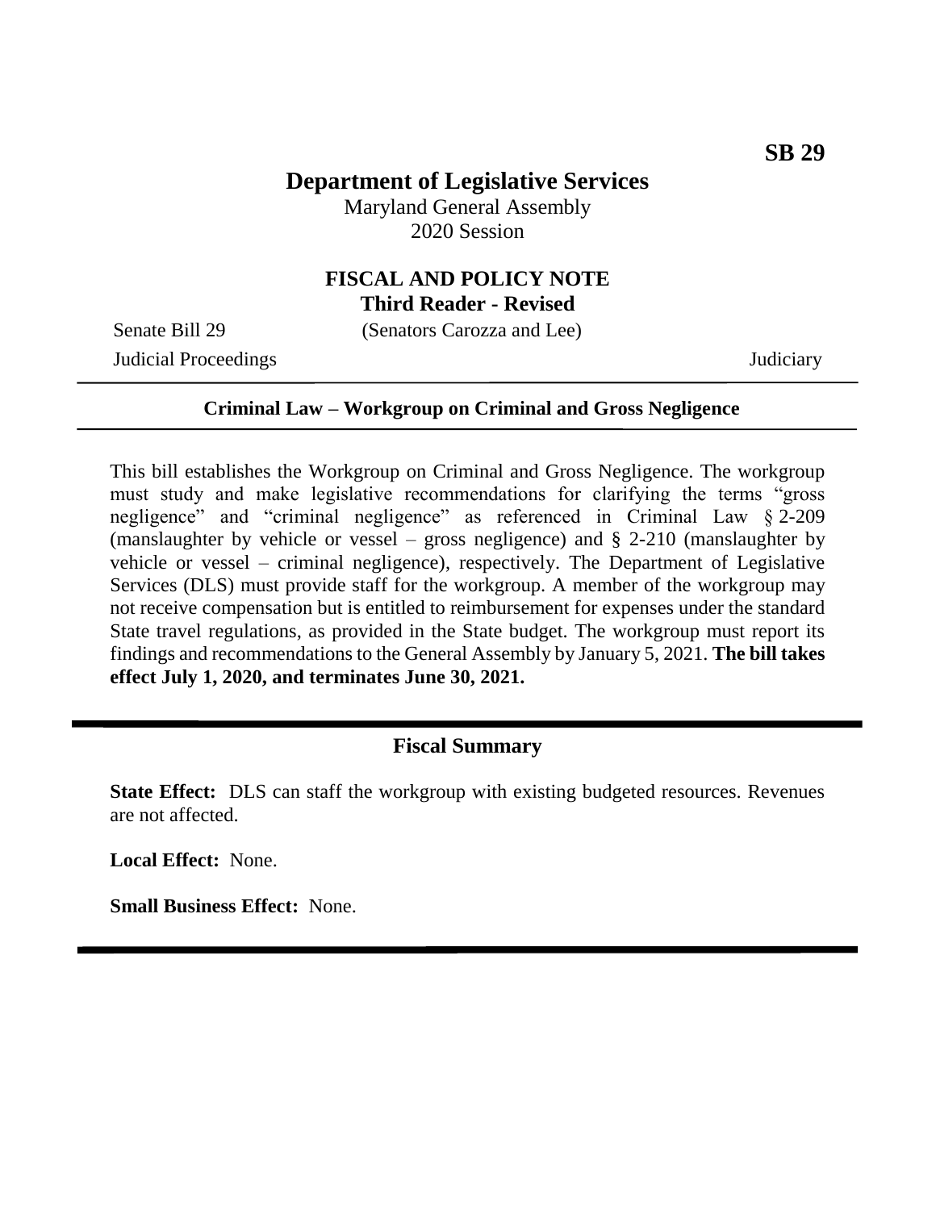**SB 29**

# Department of Legislative Services

Maryland General Assembly
2020 Session

## FISCAL AND POLICY NOTE

**Third Reader - Revised**

Senate Bill 29 (Senators Carozza and Lee)

Judicial Proceedings Judiciary

---

**Criminal Law – Workgroup on Criminal and Gross Negligence**

---

This bill establishes the Workgroup on Criminal and Gross Negligence. The workgroup must study and make legislative recommendations for clarifying the terms "gross negligence" and "criminal negligence" as referenced in Criminal Law § 2-209 (manslaughter by vehicle or vessel – gross negligence) and § 2-210 (manslaughter by vehicle or vessel – criminal negligence), respectively. The Department of Legislative Services (DLS) must provide staff for the workgroup. A member of the workgroup may not receive compensation but is entitled to reimbursement for expenses under the standard State travel regulations, as provided in the State budget. The workgroup must report its findings and recommendations to the General Assembly by January 5, 2021. **The bill takes effect July 1, 2020, and terminates June 30, 2021.**

---

## Fiscal Summary

**State Effect:** DLS can staff the workgroup with existing budgeted resources. Revenues are not affected.

**Local Effect:** None.

**Small Business Effect:** None.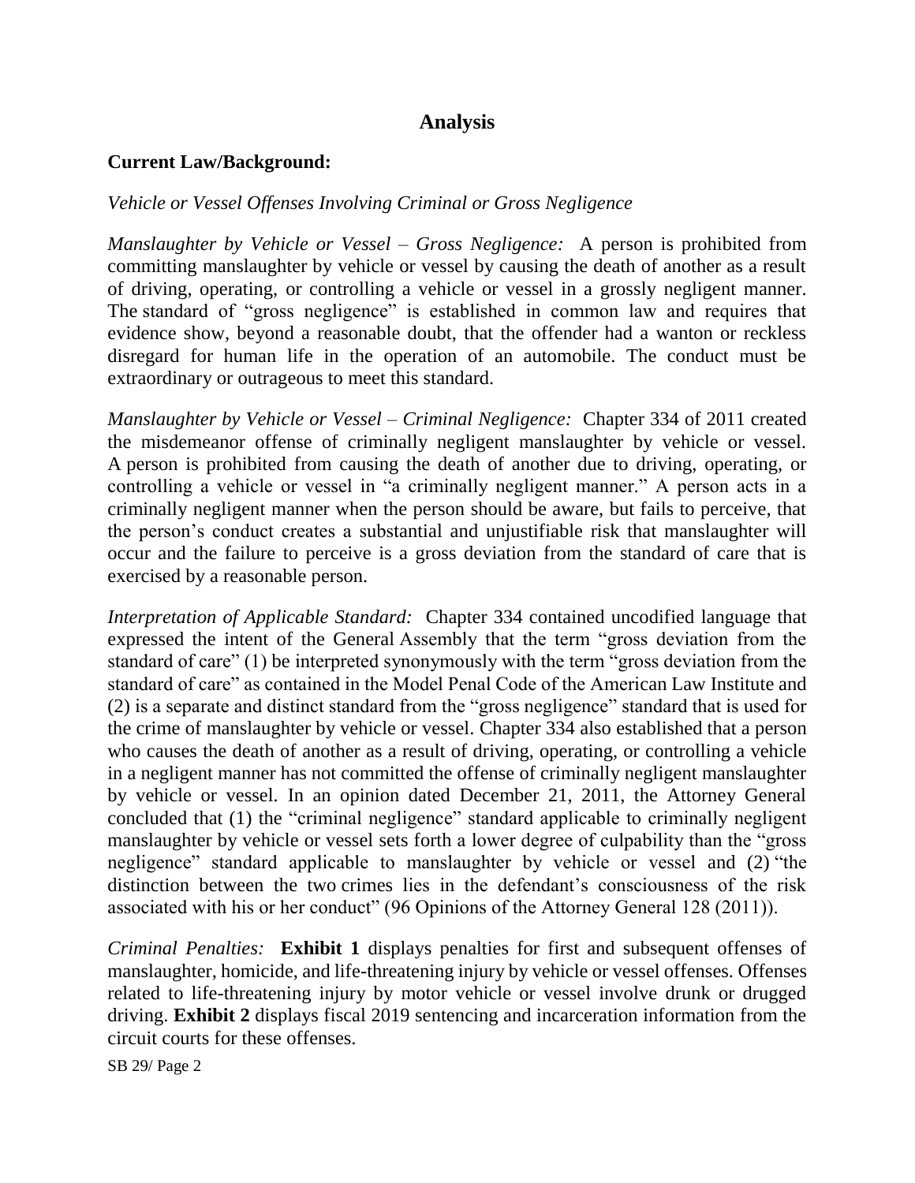## Analysis

**Current Law/Background:**

*Vehicle or Vessel Offenses Involving Criminal or Gross Negligence*

*Manslaughter by Vehicle or Vessel – Gross Negligence:* A person is prohibited from committing manslaughter by vehicle or vessel by causing the death of another as a result of driving, operating, or controlling a vehicle or vessel in a grossly negligent manner. The standard of "gross negligence" is established in common law and requires that evidence show, beyond a reasonable doubt, that the offender had a wanton or reckless disregard for human life in the operation of an automobile. The conduct must be extraordinary or outrageous to meet this standard.

*Manslaughter by Vehicle or Vessel – Criminal Negligence:* Chapter 334 of 2011 created the misdemeanor offense of criminally negligent manslaughter by vehicle or vessel. A person is prohibited from causing the death of another due to driving, operating, or controlling a vehicle or vessel in "a criminally negligent manner." A person acts in a criminally negligent manner when the person should be aware, but fails to perceive, that the person's conduct creates a substantial and unjustifiable risk that manslaughter will occur and the failure to perceive is a gross deviation from the standard of care that is exercised by a reasonable person.

*Interpretation of Applicable Standard:* Chapter 334 contained uncodified language that expressed the intent of the General Assembly that the term "gross deviation from the standard of care" (1) be interpreted synonymously with the term "gross deviation from the standard of care" as contained in the Model Penal Code of the American Law Institute and (2) is a separate and distinct standard from the "gross negligence" standard that is used for the crime of manslaughter by vehicle or vessel. Chapter 334 also established that a person who causes the death of another as a result of driving, operating, or controlling a vehicle in a negligent manner has not committed the offense of criminally negligent manslaughter by vehicle or vessel. In an opinion dated December 21, 2011, the Attorney General concluded that (1) the "criminal negligence" standard applicable to criminally negligent manslaughter by vehicle or vessel sets forth a lower degree of culpability than the "gross negligence" standard applicable to manslaughter by vehicle or vessel and (2) "the distinction between the two crimes lies in the defendant's consciousness of the risk associated with his or her conduct" (96 Opinions of the Attorney General 128 (2011)).

*Criminal Penalties:* **Exhibit 1** displays penalties for first and subsequent offenses of manslaughter, homicide, and life-threatening injury by vehicle or vessel offenses. Offenses related to life-threatening injury by motor vehicle or vessel involve drunk or drugged driving. **Exhibit 2** displays fiscal 2019 sentencing and incarceration information from the circuit courts for these offenses.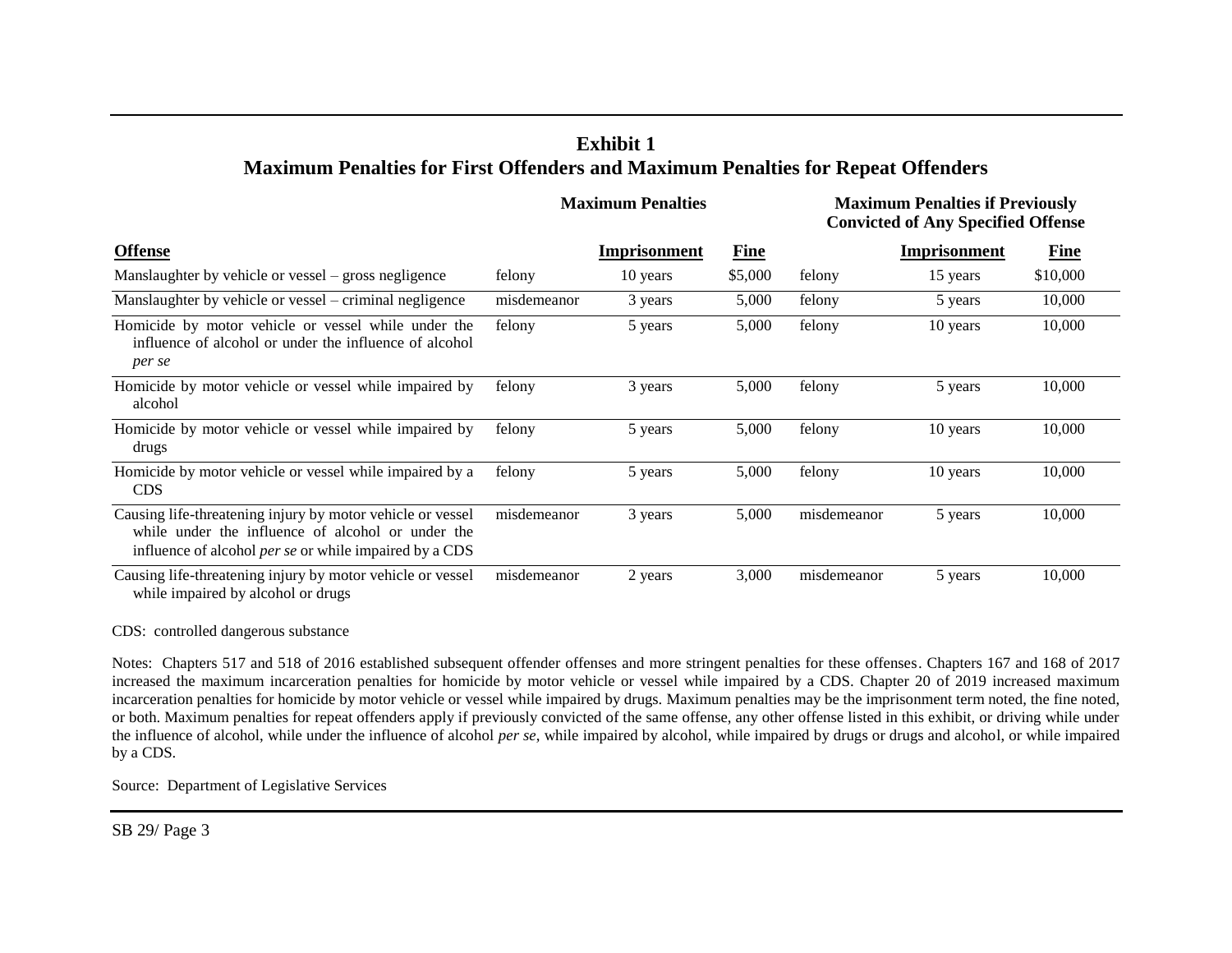**Exhibit 1**
**Maximum Penalties for First Offenders and Maximum Penalties for Repeat Offenders**

| | Maximum Penalties | | | Maximum Penalties if Previously Convicted of Any Specified Offense | | |
|---|---|---|---|---|---|---|
| **Offense** | | **Imprisonment** | **Fine** | | **Imprisonment** | **Fine** |
| Manslaughter by vehicle or vessel – gross negligence | felony | 10 years | $5,000 | felony | 15 years | $10,000 |
| Manslaughter by vehicle or vessel – criminal negligence | misdemeanor | 3 years | 5,000 | felony | 5 years | 10,000 |
| Homicide by motor vehicle or vessel while under the influence of alcohol or under the influence of alcohol *per se* | felony | 5 years | 5,000 | felony | 10 years | 10,000 |
| Homicide by motor vehicle or vessel while impaired by alcohol | felony | 3 years | 5,000 | felony | 5 years | 10,000 |
| Homicide by motor vehicle or vessel while impaired by drugs | felony | 5 years | 5,000 | felony | 10 years | 10,000 |
| Homicide by motor vehicle or vessel while impaired by a CDS | felony | 5 years | 5,000 | felony | 10 years | 10,000 |
| Causing life-threatening injury by motor vehicle or vessel while under the influence of alcohol or under the influence of alcohol *per se* or while impaired by a CDS | misdemeanor | 3 years | 5,000 | misdemeanor | 5 years | 10,000 |
| Causing life-threatening injury by motor vehicle or vessel while impaired by alcohol or drugs | misdemeanor | 2 years | 3,000 | misdemeanor | 5 years | 10,000 |

CDS: controlled dangerous substance

Notes: Chapters 517 and 518 of 2016 established subsequent offender offenses and more stringent penalties for these offenses. Chapters 167 and 168 of 2017 increased the maximum incarceration penalties for homicide by motor vehicle or vessel while impaired by a CDS. Chapter 20 of 2019 increased maximum incarceration penalties for homicide by motor vehicle or vessel while impaired by drugs. Maximum penalties may be the imprisonment term noted, the fine noted, or both. Maximum penalties for repeat offenders apply if previously convicted of the same offense, any other offense listed in this exhibit, or driving while under the influence of alcohol, while under the influence of alcohol *per se*, while impaired by alcohol, while impaired by drugs or drugs and alcohol, or while impaired by a CDS.

Source: Department of Legislative Services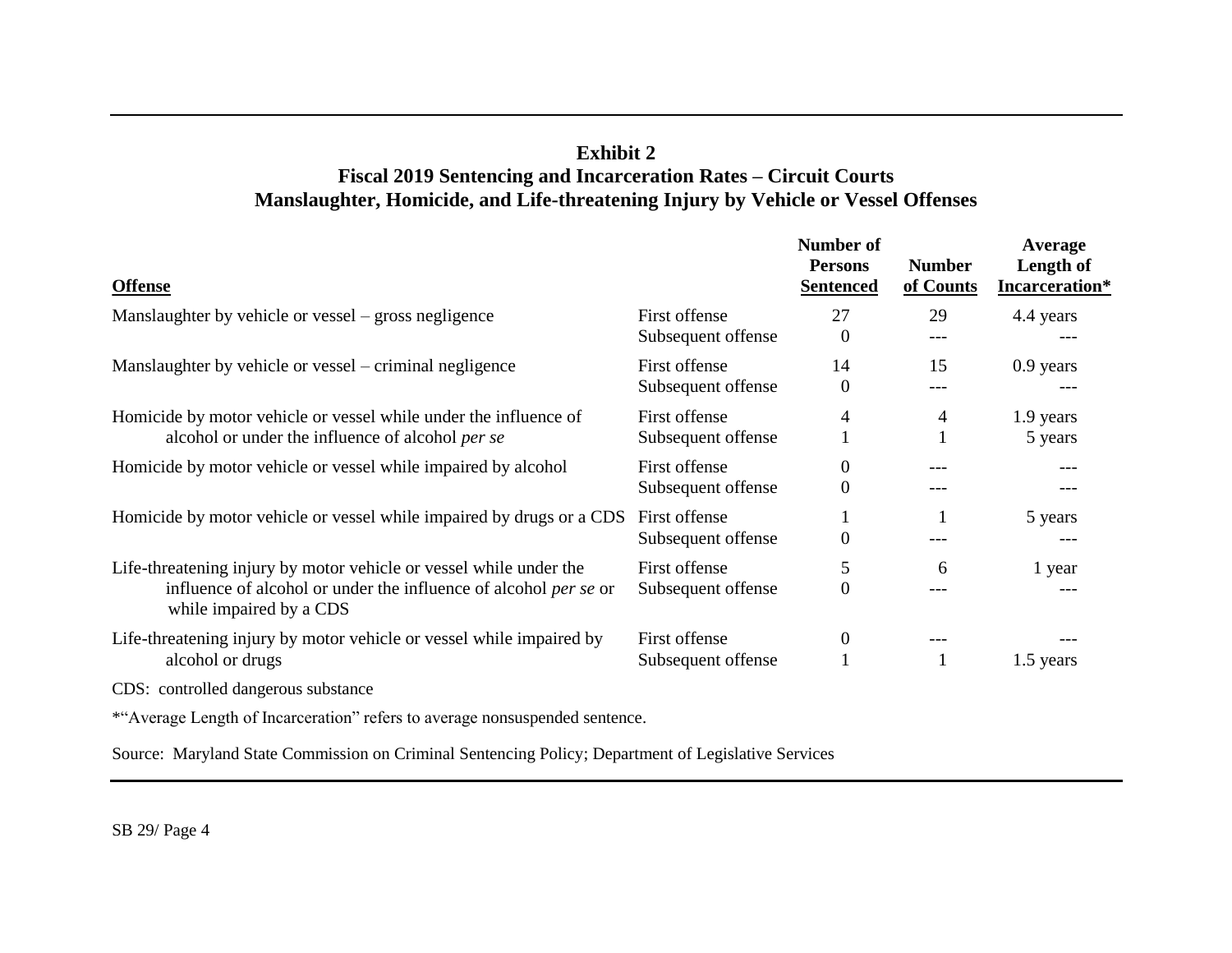**Exhibit 2**
**Fiscal 2019 Sentencing and Incarceration Rates – Circuit Courts**
**Manslaughter, Homicide, and Life-threatening Injury by Vehicle or Vessel Offenses**

| Offense | | Number of Persons Sentenced | Number of Counts | Average Length of Incarceration* |
|---|---|---|---|---|
| Manslaughter by vehicle or vessel – gross negligence | First offense | 27 | 29 | 4.4 years |
| | Subsequent offense | 0 | --- | --- |
| Manslaughter by vehicle or vessel – criminal negligence | First offense | 14 | 15 | 0.9 years |
| | Subsequent offense | 0 | --- | --- |
| Homicide by motor vehicle or vessel while under the influence of alcohol or under the influence of alcohol *per se* | First offense | 4 | 4 | 1.9 years |
| | Subsequent offense | 1 | 1 | 5 years |
| Homicide by motor vehicle or vessel while impaired by alcohol | First offense | 0 | --- | --- |
| | Subsequent offense | 0 | --- | --- |
| Homicide by motor vehicle or vessel while impaired by drugs or a CDS | First offense | 1 | 1 | 5 years |
| | Subsequent offense | 0 | --- | --- |
| Life-threatening injury by motor vehicle or vessel while under the influence of alcohol or under the influence of alcohol *per se* or while impaired by a CDS | First offense | 5 | 6 | 1 year |
| | Subsequent offense | 0 | --- | --- |
| Life-threatening injury by motor vehicle or vessel while impaired by alcohol or drugs | First offense | 0 | --- | --- |
| | Subsequent offense | 1 | 1 | 1.5 years |

CDS: controlled dangerous substance

*"Average Length of Incarceration" refers to average nonsuspended sentence.

Source: Maryland State Commission on Criminal Sentencing Policy; Department of Legislative Services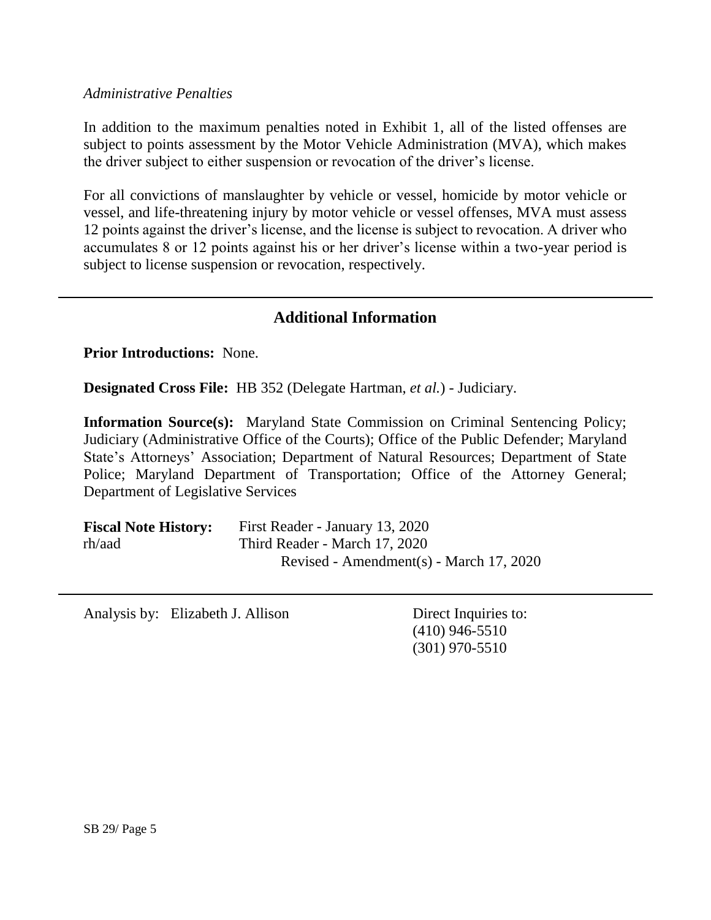*Administrative Penalties*

In addition to the maximum penalties noted in Exhibit 1, all of the listed offenses are subject to points assessment by the Motor Vehicle Administration (MVA), which makes the driver subject to either suspension or revocation of the driver's license.

For all convictions of manslaughter by vehicle or vessel, homicide by motor vehicle or vessel, and life-threatening injury by motor vehicle or vessel offenses, MVA must assess 12 points against the driver's license, and the license is subject to revocation. A driver who accumulates 8 or 12 points against his or her driver's license within a two-year period is subject to license suspension or revocation, respectively.

## Additional Information

**Prior Introductions:** None.

**Designated Cross File:** HB 352 (Delegate Hartman, *et al.*) - Judiciary.

**Information Source(s):** Maryland State Commission on Criminal Sentencing Policy; Judiciary (Administrative Office of the Courts); Office of the Public Defender; Maryland State's Attorneys' Association; Department of Natural Resources; Department of State Police; Maryland Department of Transportation; Office of the Attorney General; Department of Legislative Services

**Fiscal Note History:** First Reader - January 13, 2020
rh/aad Third Reader - March 17, 2020
Revised - Amendment(s) - March 17, 2020

Analysis by: Elizabeth J. Allison

Direct Inquiries to:
(410) 946-5510
(301) 970-5510